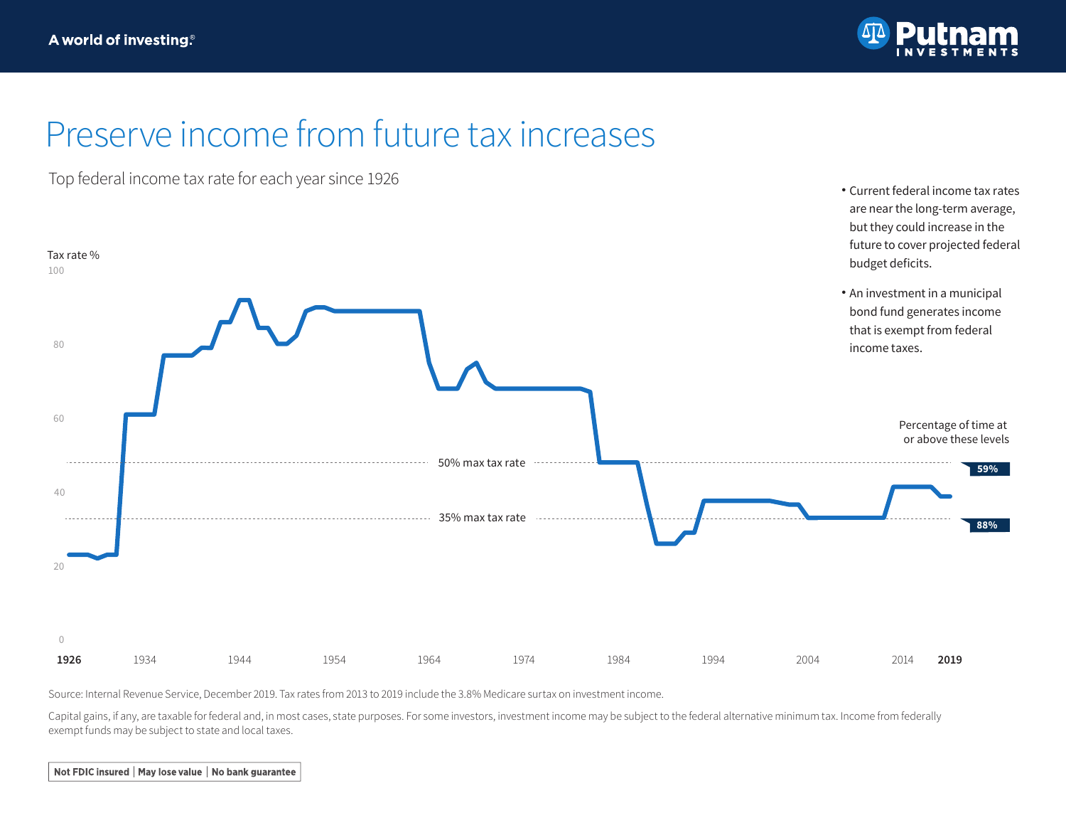A world of investing®

Putnam INVESTMENTS

# Preserve income from future tax increases

Top federal income tax rate for each year since 1926

Tax rate %

100

80

60

50% max tax rate

40

35% max tax rate

20

0

**1926** 1934 1944 1954 1964 1974 1984 1994 2004 2014 **2019**

Percentage of time at or above these levels

**59%**

**88%**

- Current federal income tax rates are near the long-term average, but they could increase in the future to cover projected federal budget deficits.
- An investment in a municipal bond fund generates income that is exempt from federal income taxes.

Source: Internal Revenue Service, December 2019. Tax rates from 2013 to 2019 include the 3.8% Medicare surtax on investment income.

Capital gains, if any, are taxable for federal and, in most cases, state purposes. For some investors, investment income may be subject to the federal alternative minimum tax. Income from federally exempt funds may be subject to state and local taxes.

**Not FDIC insured | May lose value | No bank guarantee**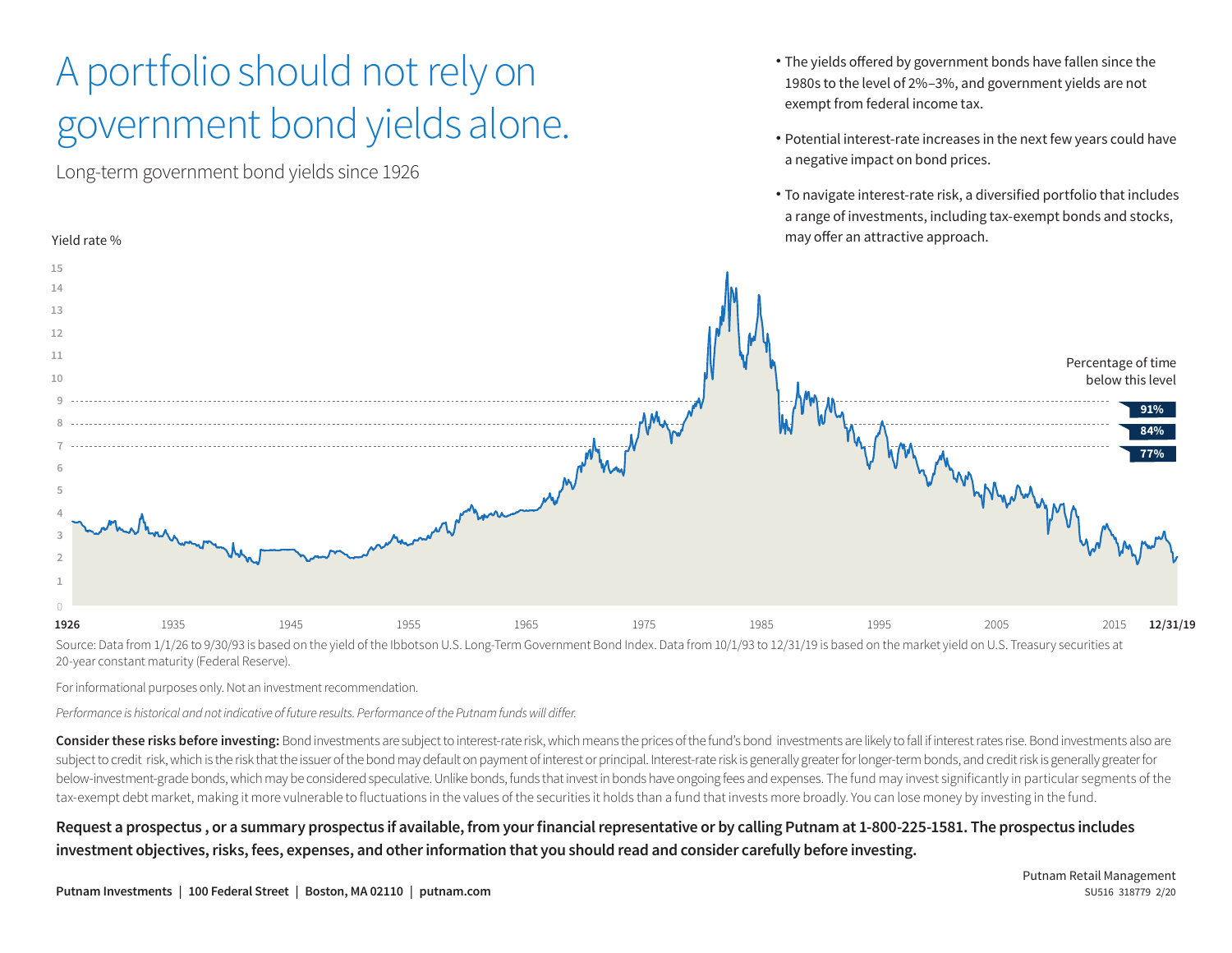# A portfolio should not rely on government bond yields alone.

Long-term government bond yields since 1926

- The yields offered by government bonds have fallen since the 1980s to the level of 2%–3%, and government yields are not exempt from federal income tax.
- Potential interest-rate increases in the next few years could have a negative impact on bond prices.
- To navigate interest-rate risk, a diversified portfolio that includes a range of investments, including tax-exempt bonds and stocks, may offer an attractive approach.

Yield rate %

15
14
13
12
11
10
9
8
7
6
5
4
3
2
1
0

Percentage of time below this level

91%
84%
77%

**1926** 1935 1945 1955 1965 1975 1985 1995 2005 2015 **12/31/19**

Source: Data from 1/1/26 to 9/30/93 is based on the yield of the Ibbotson U.S. Long-Term Government Bond Index. Data from 10/1/93 to 12/31/19 is based on the market yield on U.S. Treasury securities at 20-year constant maturity (Federal Reserve).

For informational purposes only. Not an investment recommendation.

*Performance is historical and not indicative of future results. Performance of the Putnam funds will differ.*

**Consider these risks before investing:** Bond investments are subject to interest-rate risk, which means the prices of the fund's bond investments are likely to fall if interest rates rise. Bond investments also are subject to credit risk, which is the risk that the issuer of the bond may default on payment of interest or principal. Interest-rate risk is generally greater for longer-term bonds, and credit risk is generally greater for below-investment-grade bonds, which may be considered speculative. Unlike bonds, funds that invest in bonds have ongoing fees and expenses. The fund may invest significantly in particular segments of the tax-exempt debt market, making it more vulnerable to fluctuations in the values of the securities it holds than a fund that invests more broadly. You can lose money by investing in the fund.

**Request a prospectus , or a summary prospectus if available, from your financial representative or by calling Putnam at 1-800-225-1581. The prospectus includes investment objectives, risks, fees, expenses, and other information that you should read and consider carefully before investing.**

Putnam Retail Management

**Putnam Investments | 100 Federal Street | Boston, MA 02110 | putnam.com**

SU516 318779 2/20